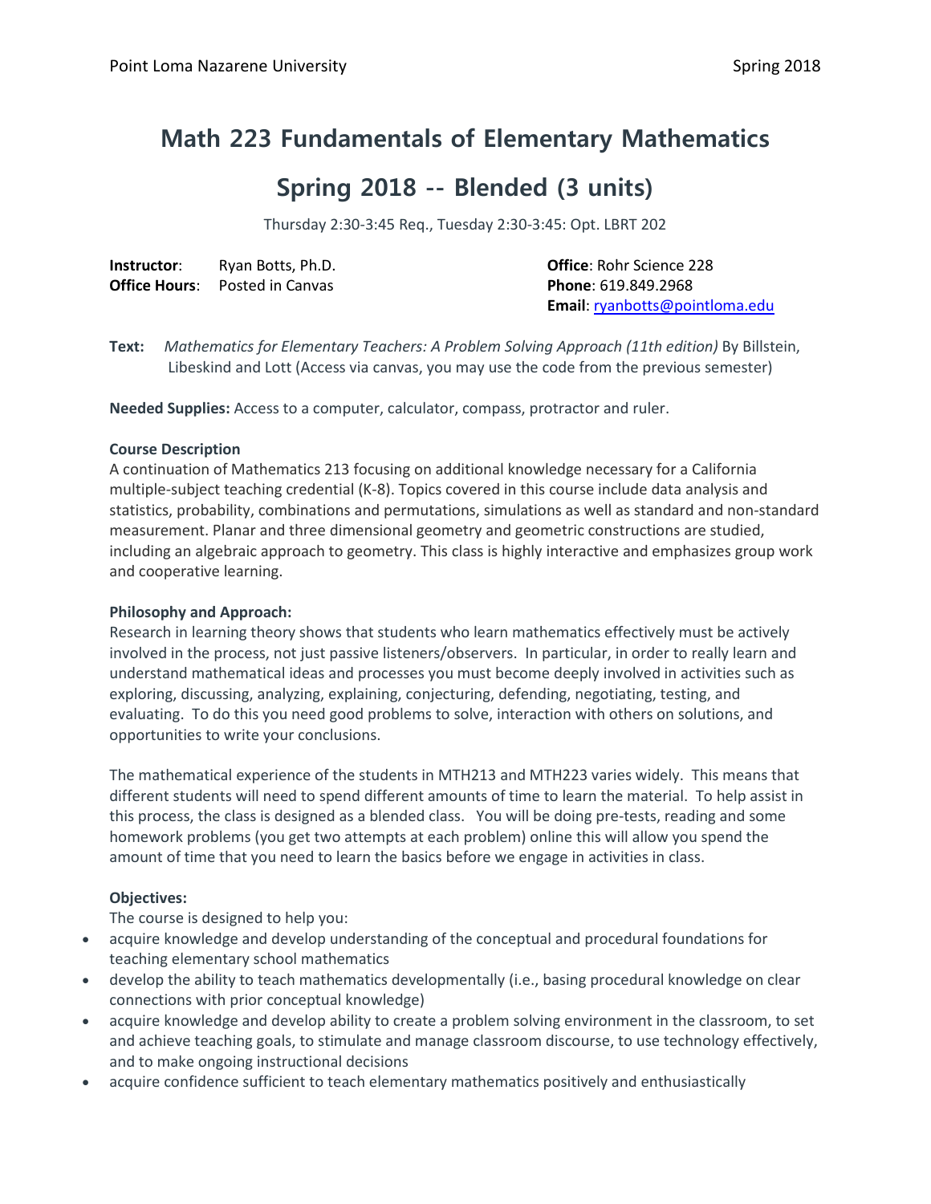# Math 223 Fundamentals of Elementary Mathematics

# Spring 2018 -- Blended (3 units)

Thursday 2:30-3:45 Req., Tuesday 2:30-3:45: Opt. LBRT 202

**Instructor**: Ryan Botts, Ph.D.
**Office Hours**: Posted in Canvas

**Office**: Rohr Science 228
**Phone**: 619.849.2968
**Email**: ryanbotts@pointloma.edu

**Text:** *Mathematics for Elementary Teachers: A Problem Solving Approach (11th edition)* By Billstein, Libeskind and Lott (Access via canvas, you may use the code from the previous semester)

**Needed Supplies:** Access to a computer, calculator, compass, protractor and ruler.

**Course Description**

A continuation of Mathematics 213 focusing on additional knowledge necessary for a California multiple-subject teaching credential (K-8). Topics covered in this course include data analysis and statistics, probability, combinations and permutations, simulations as well as standard and non-standard measurement. Planar and three dimensional geometry and geometric constructions are studied, including an algebraic approach to geometry. This class is highly interactive and emphasizes group work and cooperative learning.

**Philosophy and Approach:**

Research in learning theory shows that students who learn mathematics effectively must be actively involved in the process, not just passive listeners/observers. In particular, in order to really learn and understand mathematical ideas and processes you must become deeply involved in activities such as exploring, discussing, analyzing, explaining, conjecturing, defending, negotiating, testing, and evaluating. To do this you need good problems to solve, interaction with others on solutions, and opportunities to write your conclusions.

The mathematical experience of the students in MTH213 and MTH223 varies widely. This means that different students will need to spend different amounts of time to learn the material. To help assist in this process, the class is designed as a blended class. You will be doing pre-tests, reading and some homework problems (you get two attempts at each problem) online this will allow you spend the amount of time that you need to learn the basics before we engage in activities in class.

**Objectives:**

The course is designed to help you:

- acquire knowledge and develop understanding of the conceptual and procedural foundations for teaching elementary school mathematics
- develop the ability to teach mathematics developmentally (i.e., basing procedural knowledge on clear connections with prior conceptual knowledge)
- acquire knowledge and develop ability to create a problem solving environment in the classroom, to set and achieve teaching goals, to stimulate and manage classroom discourse, to use technology effectively, and to make ongoing instructional decisions
- acquire confidence sufficient to teach elementary mathematics positively and enthusiastically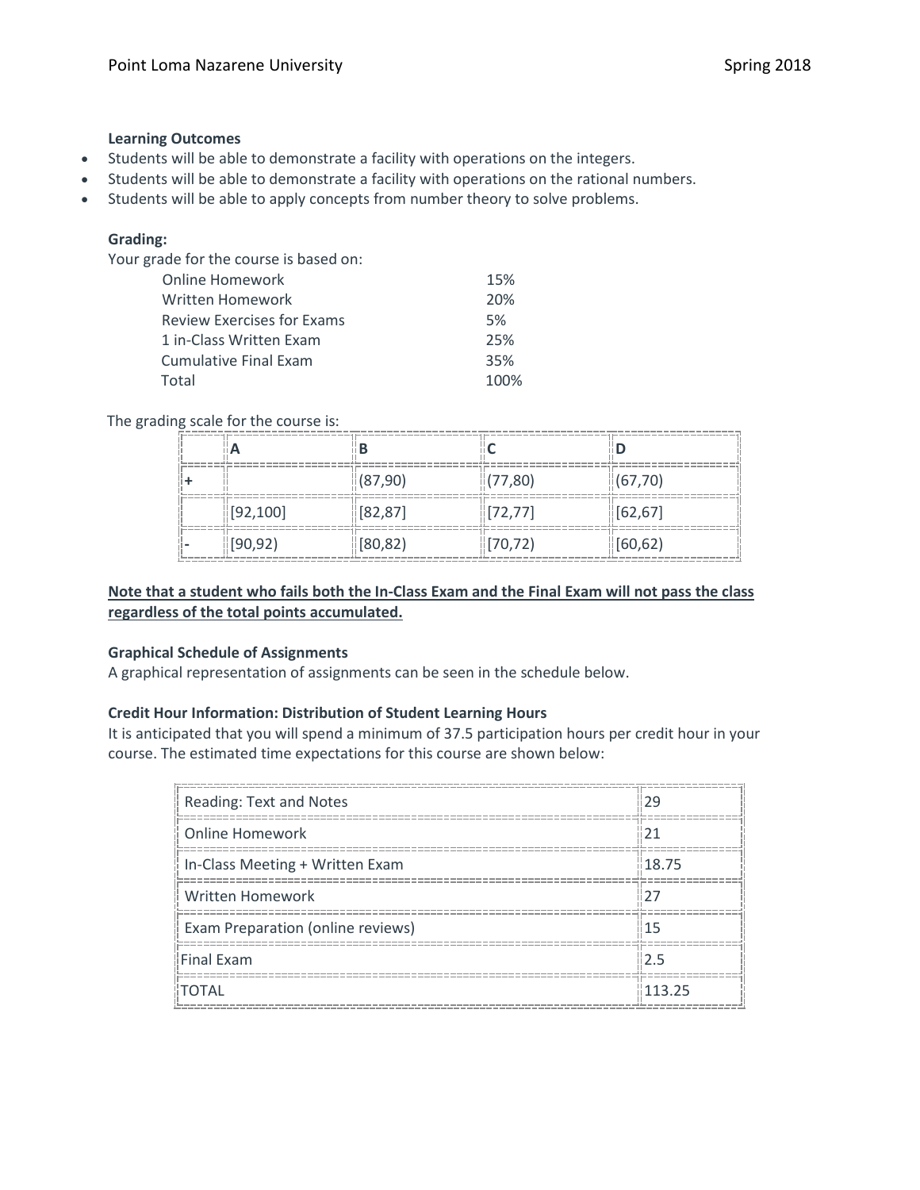**Learning Outcomes**

- Students will be able to demonstrate a facility with operations on the integers.
- Students will be able to demonstrate a facility with operations on the rational numbers.
- Students will be able to apply concepts from number theory to solve problems.

**Grading:**

Your grade for the course is based on:

| | |
|---|---|
| Online Homework | 15% |
| Written Homework | 20% |
| Review Exercises for Exams | 5% |
| 1 in-Class Written Exam | 25% |
| Cumulative Final Exam | 35% |
| Total | 100% |

The grading scale for the course is:

| | A | B | C | D |
|---|---|---|---|---|
| + | | (87,90) | (77,80) | (67,70) |
| | [92,100] | [82,87] | [72,77] | [62,67] |
| - | [90,92) | [80,82) | [70,72) | [60,62) |

**Note that a student who fails both the In-Class Exam and the Final Exam will not pass the class regardless of the total points accumulated.**

**Graphical Schedule of Assignments**

A graphical representation of assignments can be seen in the schedule below.

**Credit Hour Information: Distribution of Student Learning Hours**

It is anticipated that you will spend a minimum of 37.5 participation hours per credit hour in your course. The estimated time expectations for this course are shown below:

| | |
|---|---|
| Reading: Text and Notes | 29 |
| Online Homework | 21 |
| In-Class Meeting + Written Exam | 18.75 |
| Written Homework | 27 |
| Exam Preparation (online reviews) | 15 |
| Final Exam | 2.5 |
| TOTAL | 113.25 |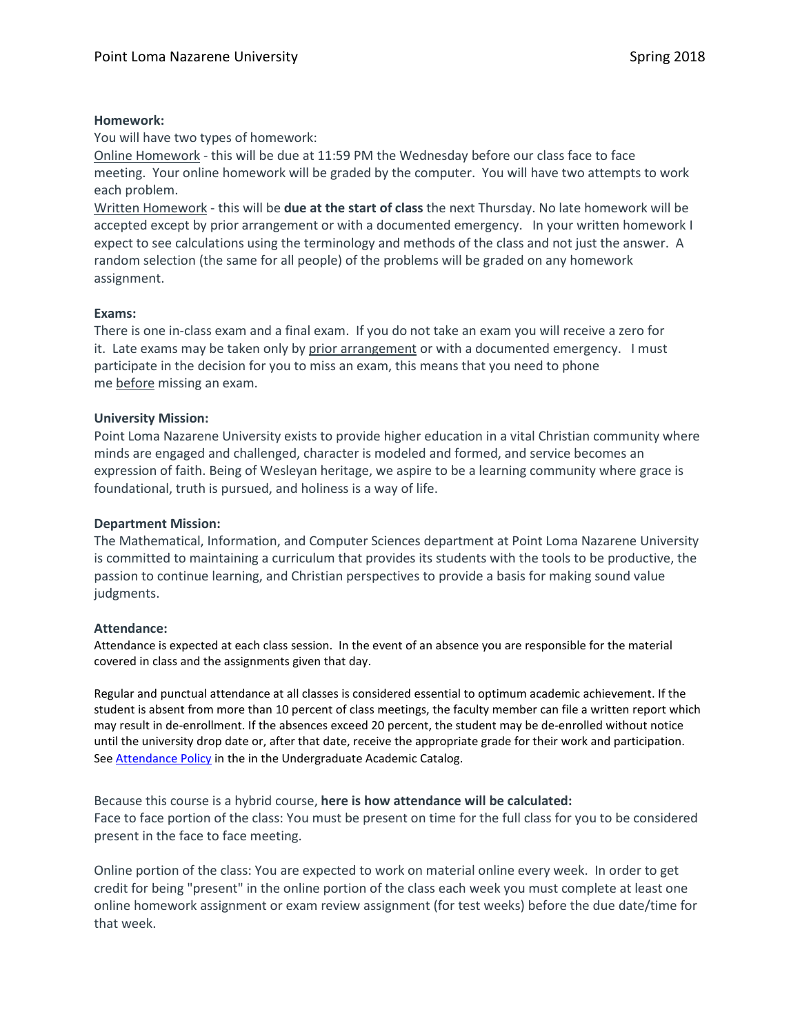**Homework:**

You will have two types of homework:

Online Homework - this will be due at 11:59 PM the Wednesday before our class face to face meeting. Your online homework will be graded by the computer. You will have two attempts to work each problem.

Written Homework - this will be **due at the start of class** the next Thursday. No late homework will be accepted except by prior arrangement or with a documented emergency. In your written homework I expect to see calculations using the terminology and methods of the class and not just the answer. A random selection (the same for all people) of the problems will be graded on any homework assignment.

**Exams:**

There is one in-class exam and a final exam. If you do not take an exam you will receive a zero for it. Late exams may be taken only by prior arrangement or with a documented emergency. I must participate in the decision for you to miss an exam, this means that you need to phone me before missing an exam.

**University Mission:**

Point Loma Nazarene University exists to provide higher education in a vital Christian community where minds are engaged and challenged, character is modeled and formed, and service becomes an expression of faith. Being of Wesleyan heritage, we aspire to be a learning community where grace is foundational, truth is pursued, and holiness is a way of life.

**Department Mission:**

The Mathematical, Information, and Computer Sciences department at Point Loma Nazarene University is committed to maintaining a curriculum that provides its students with the tools to be productive, the passion to continue learning, and Christian perspectives to provide a basis for making sound value judgments.

**Attendance:**

Attendance is expected at each class session. In the event of an absence you are responsible for the material covered in class and the assignments given that day.

Regular and punctual attendance at all classes is considered essential to optimum academic achievement. If the student is absent from more than 10 percent of class meetings, the faculty member can file a written report which may result in de-enrollment. If the absences exceed 20 percent, the student may be de-enrolled without notice until the university drop date or, after that date, receive the appropriate grade for their work and participation. See Attendance Policy in the in the Undergraduate Academic Catalog.

Because this course is a hybrid course, **here is how attendance will be calculated:**

Face to face portion of the class: You must be present on time for the full class for you to be considered present in the face to face meeting.

Online portion of the class: You are expected to work on material online every week. In order to get credit for being "present" in the online portion of the class each week you must complete at least one online homework assignment or exam review assignment (for test weeks) before the due date/time for that week.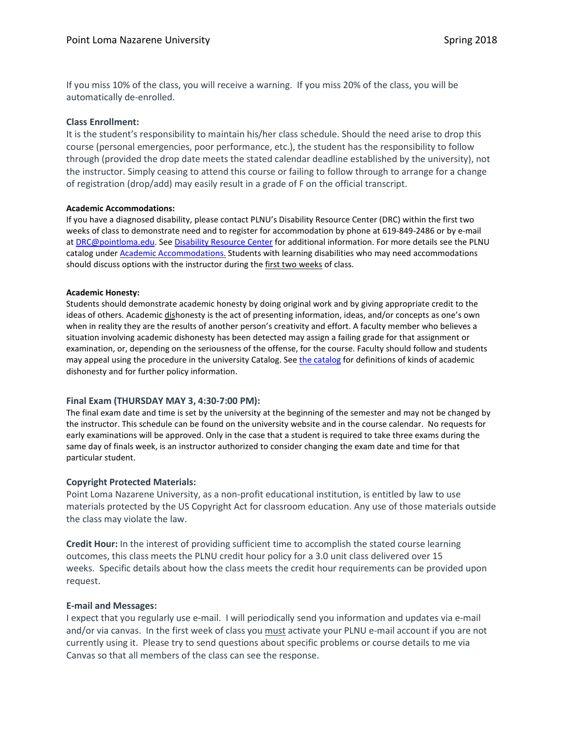If you miss 10% of the class, you will receive a warning. If you miss 20% of the class, you will be automatically de-enrolled.

**Class Enrollment:**
It is the student's responsibility to maintain his/her class schedule. Should the need arise to drop this course (personal emergencies, poor performance, etc.), the student has the responsibility to follow through (provided the drop date meets the stated calendar deadline established by the university), not the instructor. Simply ceasing to attend this course or failing to follow through to arrange for a change of registration (drop/add) may easily result in a grade of F on the official transcript.

**Academic Accommodations:**
If you have a diagnosed disability, please contact PLNU's Disability Resource Center (DRC) within the first two weeks of class to demonstrate need and to register for accommodation by phone at 619-849-2486 or by e-mail at DRC@pointloma.edu. See Disability Resource Center for additional information. For more details see the PLNU catalog under Academic Accommodations. Students with learning disabilities who may need accommodations should discuss options with the instructor during the first two weeks of class.

**Academic Honesty:**
Students should demonstrate academic honesty by doing original work and by giving appropriate credit to the ideas of others. Academic dishonesty is the act of presenting information, ideas, and/or concepts as one's own when in reality they are the results of another person's creativity and effort. A faculty member who believes a situation involving academic dishonesty has been detected may assign a failing grade for that assignment or examination, or, depending on the seriousness of the offense, for the course. Faculty should follow and students may appeal using the procedure in the university Catalog. See the catalog for definitions of kinds of academic dishonesty and for further policy information.

**Final Exam (THURSDAY MAY 3, 4:30-7:00 PM):**
The final exam date and time is set by the university at the beginning of the semester and may not be changed by the instructor. This schedule can be found on the university website and in the course calendar. No requests for early examinations will be approved. Only in the case that a student is required to take three exams during the same day of finals week, is an instructor authorized to consider changing the exam date and time for that particular student.

**Copyright Protected Materials:**
Point Loma Nazarene University, as a non-profit educational institution, is entitled by law to use materials protected by the US Copyright Act for classroom education. Any use of those materials outside the class may violate the law.

**Credit Hour:** In the interest of providing sufficient time to accomplish the stated course learning outcomes, this class meets the PLNU credit hour policy for a 3.0 unit class delivered over 15 weeks. Specific details about how the class meets the credit hour requirements can be provided upon request.

**E-mail and Messages:**
I expect that you regularly use e-mail. I will periodically send you information and updates via e-mail and/or via canvas. In the first week of class you must activate your PLNU e-mail account if you are not currently using it. Please try to send questions about specific problems or course details to me via Canvas so that all members of the class can see the response.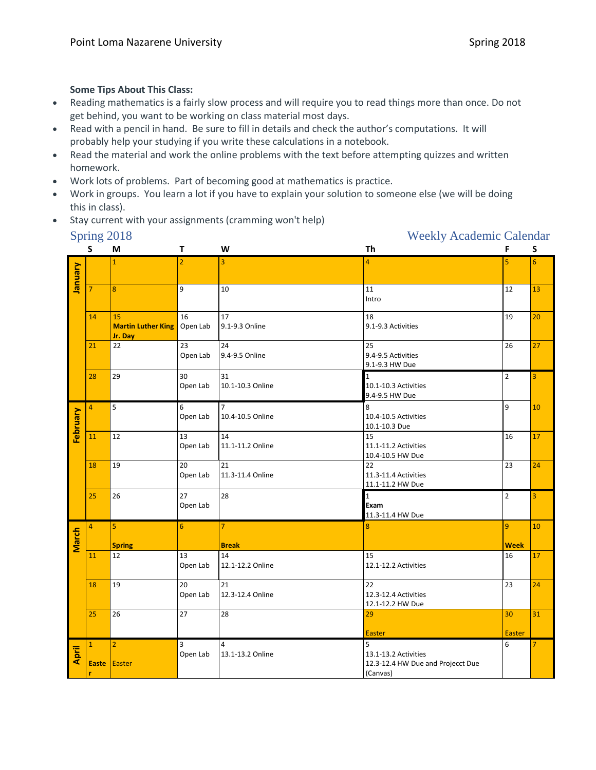**Some Tips About This Class:**

- Reading mathematics is a fairly slow process and will require you to read things more than once. Do not get behind, you want to be working on class material most days.
- Read with a pencil in hand. Be sure to fill in details and check the author's computations. It will probably help your studying if you write these calculations in a notebook.
- Read the material and work the online problems with the text before attempting quizzes and written homework.
- Work lots of problems. Part of becoming good at mathematics is practice.
- Work in groups. You learn a lot if you have to explain your solution to someone else (we will be doing this in class).
- Stay current with your assignments (cramming won't help)

## Spring 2018 — Weekly Academic Calendar

| Month | S | M | T | W | Th | F | S |
|---|---|---|---|---|---|---|---|
| January | | 1 | 2 | 3 | 4 | 5 | 6 |
| | 7 | 8 | 9 | 10 | 11 Intro | 12 | 13 |
| | 14 | 15 **Martin Luther King Jr. Day** | 16 Open Lab | 17 9.1-9.3 Online | 18 9.1-9.3 Activities | 19 | 20 |
| | 21 | 22 | 23 Open Lab | 24 9.4-9.5 Online | 25 9.4-9.5 Activities 9.1-9.3 HW Due | 26 | 27 |
| | 28 | 29 | 30 Open Lab | 31 10.1-10.3 Online | 1 10.1-10.3 Activities 9.4-9.5 HW Due | 2 | 3 |
| February | 4 | 5 | 6 Open Lab | 7 10.4-10.5 Online | 8 10.4-10.5 Activities 10.1-10.3 Due | 9 | 10 |
| | 11 | 12 | 13 Open Lab | 14 11.1-11.2 Online | 15 11.1-11.2 Activities 10.4-10.5 HW Due | 16 | 17 |
| | 18 | 19 | 20 Open Lab | 21 11.3-11.4 Online | 22 11.3-11.4 Activities 11.1-11.2 HW Due | 23 | 24 |
| | 25 | 26 | 27 Open Lab | 28 | 1 **Exam** 11.3-11.4 HW Due | 2 | 3 |
| March | 4 | 5 **Spring** | 6 | 7 **Break** | 8 | 9 **Week** | 10 |
| | 11 | 12 | 13 Open Lab | 14 12.1-12.2 Online | 15 12.1-12.2 Activities | 16 | 17 |
| | 18 | 19 | 20 Open Lab | 21 12.3-12.4 Online | 22 12.3-12.4 Activities 12.1-12.2 HW Due | 23 | 24 |
| | 25 | 26 | 27 | 28 | 29 Easter | 30 Easter | 31 |
| April | 1 **Easter** | 2 Easter | 3 Open Lab | 4 13.1-13.2 Online | 5 13.1-13.2 Activities 12.3-12.4 HW Due and Projecct Due (Canvas) | 6 | 7 |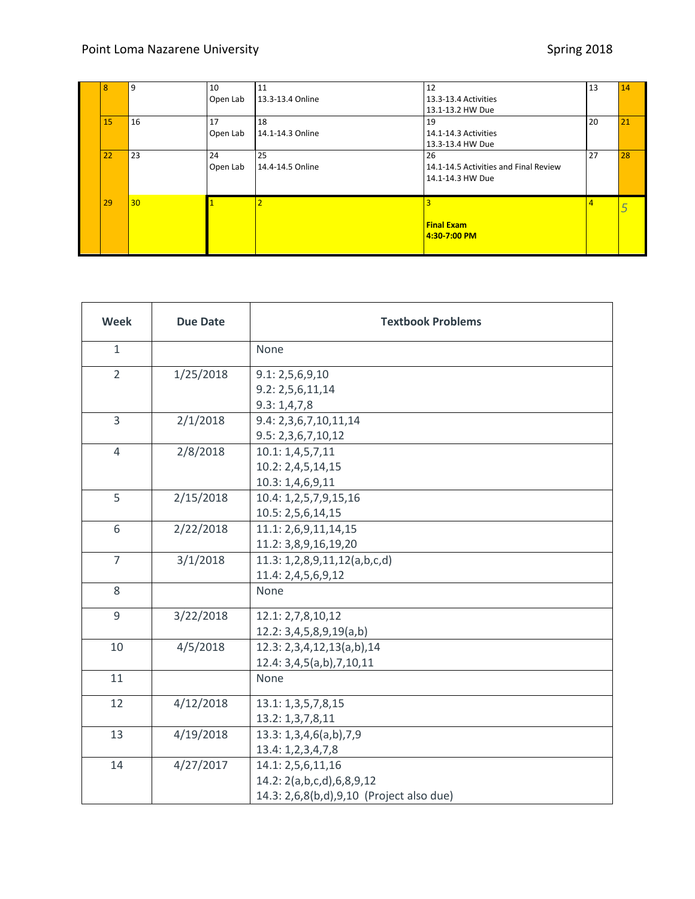|  | 8 | 9 | 10<br>Open Lab | 11<br>13.3-13.4 Online | 12<br>13.3-13.4 Activities<br>13.1-13.2 HW Due | 13 | 14 |
|---|---|---|---|---|---|---|---|
|  | 15 | 16 | 17<br>Open Lab | 18<br>14.1-14.3 Online | 19<br>14.1-14.3 Activities<br>13.3-13.4 HW Due | 20 | 21 |
|  | 22 | 23 | 24<br>Open Lab | 25<br>14.4-14.5 Online | 26<br>14.1-14.5 Activities and Final Review<br>14.1-14.3 HW Due | 27 | 28 |
|  | 29 | 30 | 1 | 2 | 3<br>**Final Exam**<br>**4:30-7:00 PM** | 4 | 5 |

| Week | Due Date | Textbook Problems |
|---|---|---|
| 1 |  | None |
| 2 | 1/25/2018 | 9.1: 2,5,6,9,10<br>9.2: 2,5,6,11,14<br>9.3: 1,4,7,8 |
| 3 | 2/1/2018 | 9.4: 2,3,6,7,10,11,14<br>9.5: 2,3,6,7,10,12 |
| 4 | 2/8/2018 | 10.1: 1,4,5,7,11<br>10.2: 2,4,5,14,15<br>10.3: 1,4,6,9,11 |
| 5 | 2/15/2018 | 10.4: 1,2,5,7,9,15,16<br>10.5: 2,5,6,14,15 |
| 6 | 2/22/2018 | 11.1: 2,6,9,11,14,15<br>11.2: 3,8,9,16,19,20 |
| 7 | 3/1/2018 | 11.3: 1,2,8,9,11,12(a,b,c,d)<br>11.4: 2,4,5,6,9,12 |
| 8 |  | None |
| 9 | 3/22/2018 | 12.1: 2,7,8,10,12<br>12.2: 3,4,5,8,9,19(a,b) |
| 10 | 4/5/2018 | 12.3: 2,3,4,12,13(a,b),14<br>12.4: 3,4,5(a,b),7,10,11 |
| 11 |  | None |
| 12 | 4/12/2018 | 13.1: 1,3,5,7,8,15<br>13.2: 1,3,7,8,11 |
| 13 | 4/19/2018 | 13.3: 1,3,4,6(a,b),7,9<br>13.4: 1,2,3,4,7,8 |
| 14 | 4/27/2017 | 14.1: 2,5,6,11,16<br>14.2: 2(a,b,c,d),6,8,9,12<br>14.3: 2,6,8(b,d),9,10 (Project also due) |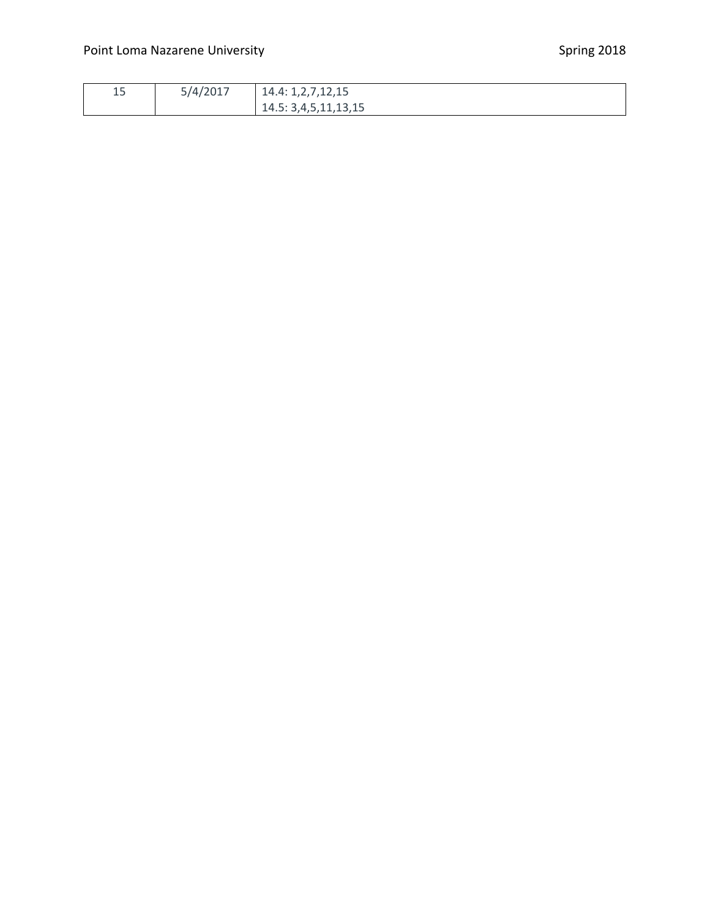| | | |
|---|---|---|
| 15 | 5/4/2017 | 14.4: 1,2,7,12,15<br>14.5: 3,4,5,11,13,15 |